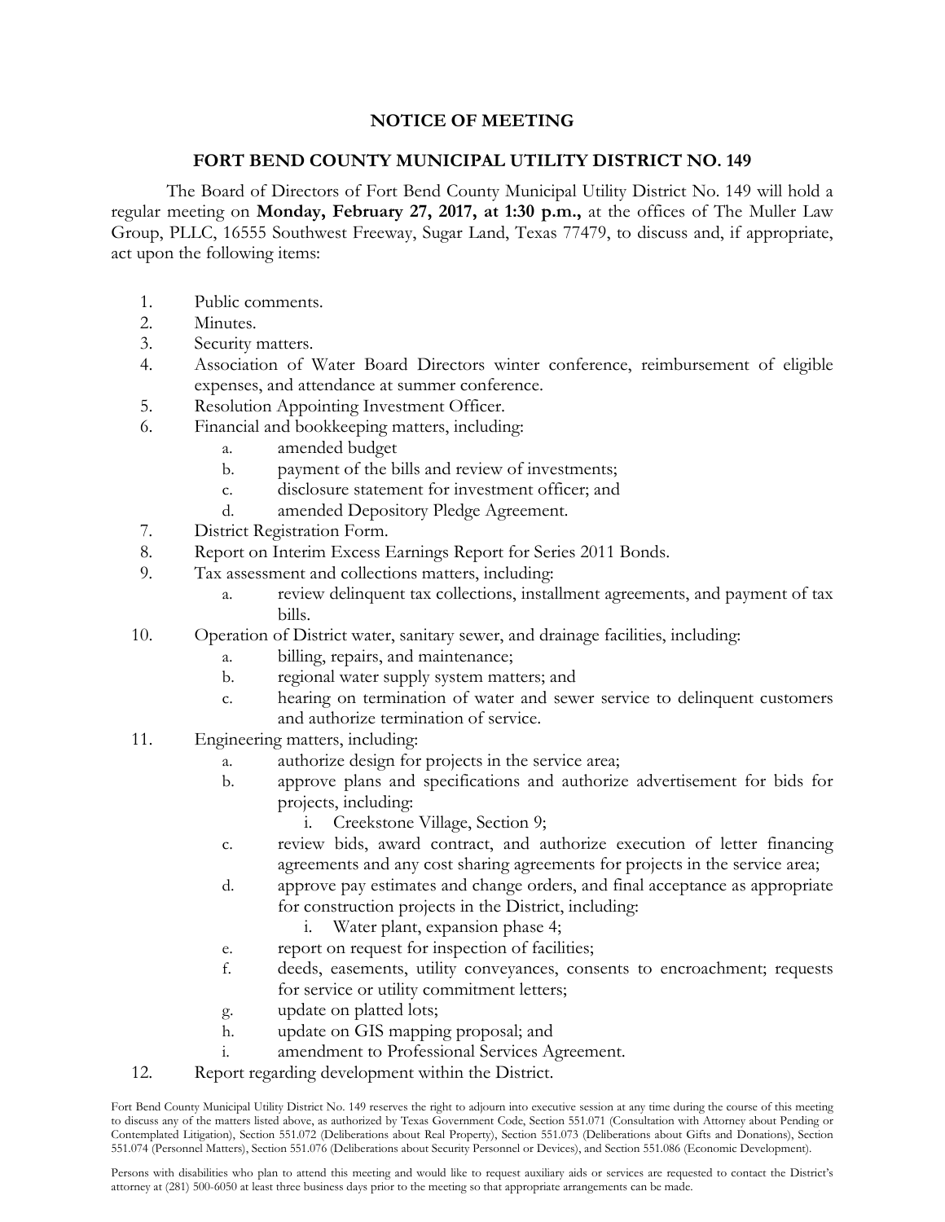# NOTICE OF MEETING

## FORT BEND COUNTY MUNICIPAL UTILITY DISTRICT NO. 149

The Board of Directors of Fort Bend County Municipal Utility District No. 149 will hold a regular meeting on **Monday, February 27, 2017, at 1:30 p.m.,** at the offices of The Muller Law Group, PLLC, 16555 Southwest Freeway, Sugar Land, Texas 77479, to discuss and, if appropriate, act upon the following items:

1. Public comments.
2. Minutes.
3. Security matters.
4. Association of Water Board Directors winter conference, reimbursement of eligible expenses, and attendance at summer conference.
5. Resolution Appointing Investment Officer.
6. Financial and bookkeeping matters, including:
   a. amended budget
   b. payment of the bills and review of investments;
   c. disclosure statement for investment officer; and
   d. amended Depository Pledge Agreement.
7. District Registration Form.
8. Report on Interim Excess Earnings Report for Series 2011 Bonds.
9. Tax assessment and collections matters, including:
   a. review delinquent tax collections, installment agreements, and payment of tax bills.
10. Operation of District water, sanitary sewer, and drainage facilities, including:
    a. billing, repairs, and maintenance;
    b. regional water supply system matters; and
    c. hearing on termination of water and sewer service to delinquent customers and authorize termination of service.
11. Engineering matters, including:
    a. authorize design for projects in the service area;
    b. approve plans and specifications and authorize advertisement for bids for projects, including:
       i. Creekstone Village, Section 9;
    c. review bids, award contract, and authorize execution of letter financing agreements and any cost sharing agreements for projects in the service area;
    d. approve pay estimates and change orders, and final acceptance as appropriate for construction projects in the District, including:
       i. Water plant, expansion phase 4;
    e. report on request for inspection of facilities;
    f. deeds, easements, utility conveyances, consents to encroachment; requests for service or utility commitment letters;
    g. update on platted lots;
    h. update on GIS mapping proposal; and
    i. amendment to Professional Services Agreement.
12. Report regarding development within the District.

Fort Bend County Municipal Utility District No. 149 reserves the right to adjourn into executive session at any time during the course of this meeting to discuss any of the matters listed above, as authorized by Texas Government Code, Section 551.071 (Consultation with Attorney about Pending or Contemplated Litigation), Section 551.072 (Deliberations about Real Property), Section 551.073 (Deliberations about Gifts and Donations), Section 551.074 (Personnel Matters), Section 551.076 (Deliberations about Security Personnel or Devices), and Section 551.086 (Economic Development).

Persons with disabilities who plan to attend this meeting and would like to request auxiliary aids or services are requested to contact the District's attorney at (281) 500-6050 at least three business days prior to the meeting so that appropriate arrangements can be made.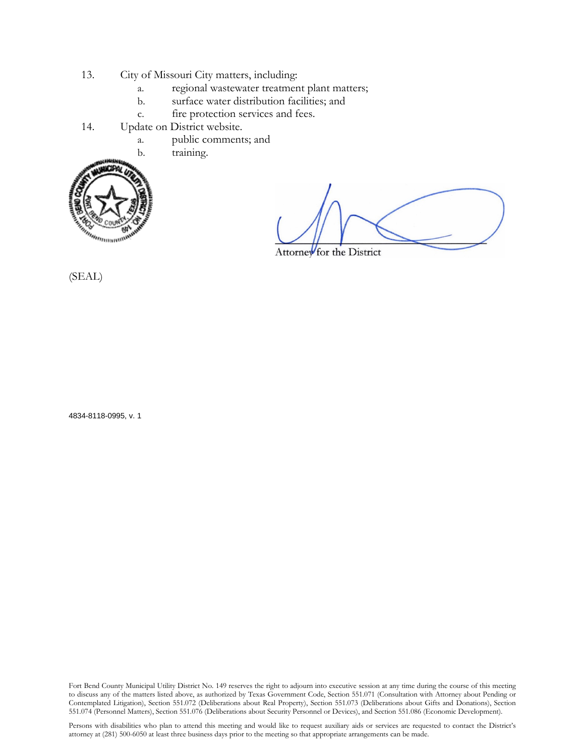13. City of Missouri City matters, including:
    a. regional wastewater treatment plant matters;
    b. surface water distribution facilities; and
    c. fire protection services and fees.
14. Update on District website.
    a. public comments; and
    b. training.

Attorney for the District

(SEAL)

4834-8118-0995, v. 1

Fort Bend County Municipal Utility District No. 149 reserves the right to adjourn into executive session at any time during the course of this meeting to discuss any of the matters listed above, as authorized by Texas Government Code, Section 551.071 (Consultation with Attorney about Pending or Contemplated Litigation), Section 551.072 (Deliberations about Real Property), Section 551.073 (Deliberations about Gifts and Donations), Section 551.074 (Personnel Matters), Section 551.076 (Deliberations about Security Personnel or Devices), and Section 551.086 (Economic Development).

Persons with disabilities who plan to attend this meeting and would like to request auxiliary aids or services are requested to contact the District's attorney at (281) 500-6050 at least three business days prior to the meeting so that appropriate arrangements can be made.